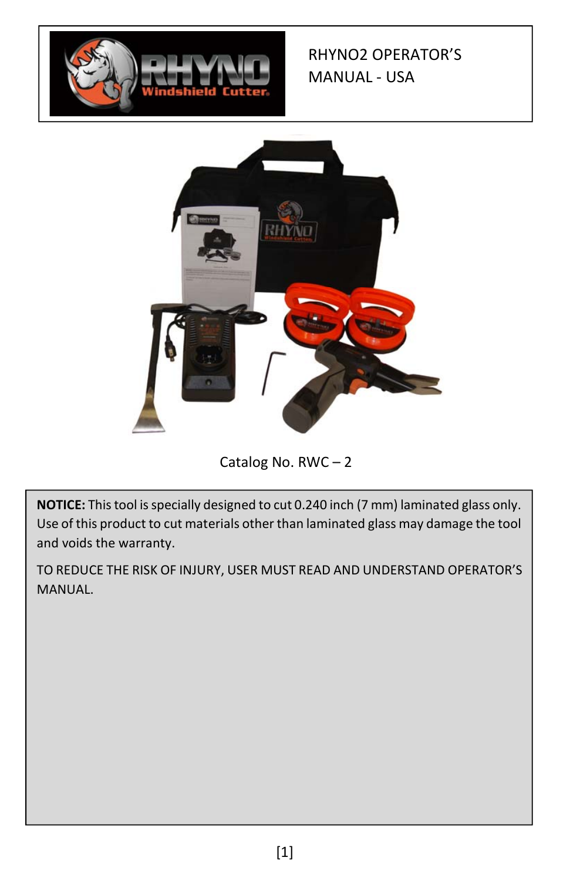# RHYNO2 OPERATOR'S MANUAL - USA

Catalog No. RWC – 2

**NOTICE:** This tool is specially designed to cut 0.240 inch (7 mm) laminated glass only. Use of this product to cut materials other than laminated glass may damage the tool and voids the warranty.

TO REDUCE THE RISK OF INJURY, USER MUST READ AND UNDERSTAND OPERATOR'S MANUAL.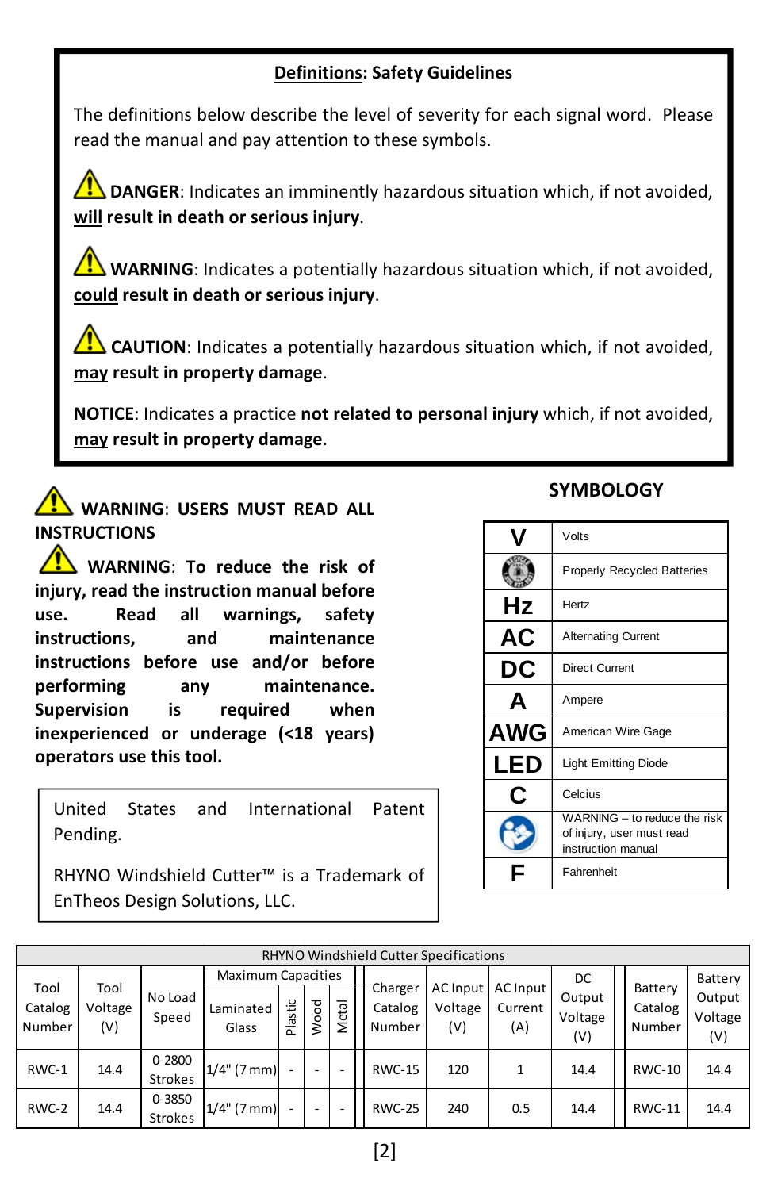## **Definitions**: Safety Guidelines

The definitions below describe the level of severity for each signal word. Please read the manual and pay attention to these symbols.

⚠ **DANGER**: Indicates an imminently hazardous situation which, if not avoided, **will result in death or serious injury**.

⚠ **WARNING**: Indicates a potentially hazardous situation which, if not avoided, **could result in death or serious injury**.

⚠ **CAUTION**: Indicates a potentially hazardous situation which, if not avoided, **may result in property damage**.

**NOTICE**: Indicates a practice **not related to personal injury** which, if not avoided, **may result in property damage**.

⚠ **WARNING: USERS MUST READ ALL INSTRUCTIONS**

⚠ **WARNING: To reduce the risk of injury, read the instruction manual before use. Read all warnings, safety instructions, and maintenance instructions before use and/or before performing any maintenance. Supervision is required when inexperienced or underage (<18 years) operators use this tool.**

United States and International Patent Pending.

RHYNO Windshield Cutter™ is a Trademark of EnTheos Design Solutions, LLC.

## SYMBOLOGY

| Symbol | Meaning |
|---|---|
| V | Volts |
| (Recycle symbol) | Properly Recycled Batteries |
| Hz | Hertz |
| AC | Alternating Current |
| DC | Direct Current |
| A | Ampere |
| AWG | American Wire Gage |
| LED | Light Emitting Diode |
| C | Celcius |
| (Read manual symbol) | WARNING – to reduce the risk of injury, user must read instruction manual |
| F | Fahrenheit |

**RHYNO Windshield Cutter Specifications**

| Tool Catalog Number | Tool Voltage (V) | No Load Speed | Maximum Capacities | | | | Charger Catalog Number | AC Input Voltage (V) | AC Input Current (A) | DC Output Voltage (V) | Battery Catalog Number | Battery Output Voltage (V) |
|---|---|---|---|---|---|---|---|---|---|---|---|---|
| | | | Laminated Glass | Plastic | Wood | Metal | | | | | | |
| RWC-1 | 14.4 | 0-2800 Strokes | 1/4" (7 mm) | - | - | - | RWC-15 | 120 | 1 | 14.4 | RWC-10 | 14.4 |
| RWC-2 | 14.4 | 0-3850 Strokes | 1/4" (7 mm) | - | - | - | RWC-25 | 240 | 0.5 | 14.4 | RWC-11 | 14.4 |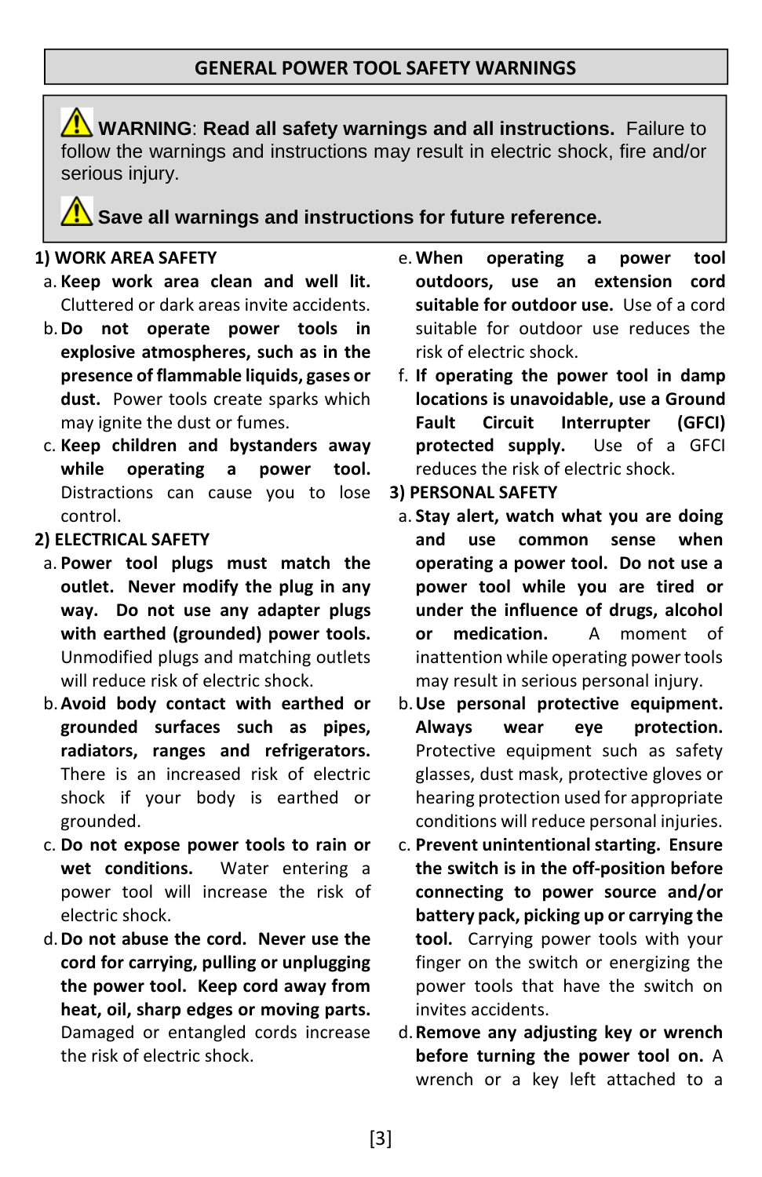# GENERAL POWER TOOL SAFETY WARNINGS

⚠ **WARNING**: **Read all safety warnings and all instructions.** Failure to follow the warnings and instructions may result in electric shock, fire and/or serious injury.

⚠ **Save all warnings and instructions for future reference.**

## 1) WORK AREA SAFETY

a. **Keep work area clean and well lit.** Cluttered or dark areas invite accidents.

b. **Do not operate power tools in explosive atmospheres, such as in the presence of flammable liquids, gases or dust.** Power tools create sparks which may ignite the dust or fumes.

c. **Keep children and bystanders away while operating a power tool.** Distractions can cause you to lose control.

## 2) ELECTRICAL SAFETY

a. **Power tool plugs must match the outlet. Never modify the plug in any way. Do not use any adapter plugs with earthed (grounded) power tools.** Unmodified plugs and matching outlets will reduce risk of electric shock.

b. **Avoid body contact with earthed or grounded surfaces such as pipes, radiators, ranges and refrigerators.** There is an increased risk of electric shock if your body is earthed or grounded.

c. **Do not expose power tools to rain or wet conditions.** Water entering a power tool will increase the risk of electric shock.

d. **Do not abuse the cord. Never use the cord for carrying, pulling or unplugging the power tool. Keep cord away from heat, oil, sharp edges or moving parts.** Damaged or entangled cords increase the risk of electric shock.

e. **When operating a power tool outdoors, use an extension cord suitable for outdoor use.** Use of a cord suitable for outdoor use reduces the risk of electric shock.

f. **If operating the power tool in damp locations is unavoidable, use a Ground Fault Circuit Interrupter (GFCI) protected supply.** Use of a GFCI reduces the risk of electric shock.

## 3) PERSONAL SAFETY

a. **Stay alert, watch what you are doing and use common sense when operating a power tool. Do not use a power tool while you are tired or under the influence of drugs, alcohol or medication.** A moment of inattention while operating power tools may result in serious personal injury.

b. **Use personal protective equipment. Always wear eye protection.** Protective equipment such as safety glasses, dust mask, protective gloves or hearing protection used for appropriate conditions will reduce personal injuries.

c. **Prevent unintentional starting. Ensure the switch is in the off-position before connecting to power source and/or battery pack, picking up or carrying the tool.** Carrying power tools with your finger on the switch or energizing the power tools that have the switch on invites accidents.

d. **Remove any adjusting key or wrench before turning the power tool on.** A wrench or a key left attached to a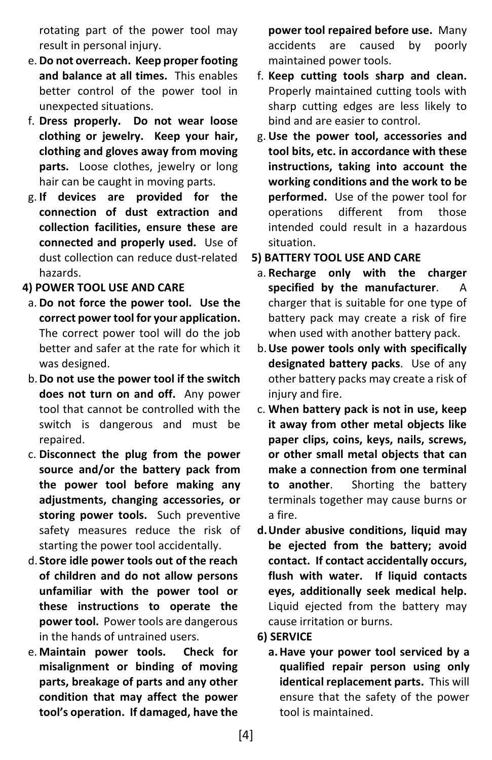rotating part of the power tool may result in personal injury.

e. **Do not overreach. Keep proper footing and balance at all times.** This enables better control of the power tool in unexpected situations.

f. **Dress properly. Do not wear loose clothing or jewelry. Keep your hair, clothing and gloves away from moving parts.** Loose clothes, jewelry or long hair can be caught in moving parts.

g. **If devices are provided for the connection of dust extraction and collection facilities, ensure these are connected and properly used.** Use of dust collection can reduce dust-related hazards.

**4) POWER TOOL USE AND CARE**

a. **Do not force the power tool. Use the correct power tool for your application.** The correct power tool will do the job better and safer at the rate for which it was designed.

b. **Do not use the power tool if the switch does not turn on and off.** Any power tool that cannot be controlled with the switch is dangerous and must be repaired.

c. **Disconnect the plug from the power source and/or the battery pack from the power tool before making any adjustments, changing accessories, or storing power tools.** Such preventive safety measures reduce the risk of starting the power tool accidentally.

d. **Store idle power tools out of the reach of children and do not allow persons unfamiliar with the power tool or these instructions to operate the power tool.** Power tools are dangerous in the hands of untrained users.

e. **Maintain power tools. Check for misalignment or binding of moving parts, breakage of parts and any other condition that may affect the power tool's operation. If damaged, have the power tool repaired before use.** Many accidents are caused by poorly maintained power tools.

f. **Keep cutting tools sharp and clean.** Properly maintained cutting tools with sharp cutting edges are less likely to bind and are easier to control.

g. **Use the power tool, accessories and tool bits, etc. in accordance with these instructions, taking into account the working conditions and the work to be performed.** Use of the power tool for operations different from those intended could result in a hazardous situation.

**5) BATTERY TOOL USE AND CARE**

a. **Recharge only with the charger specified by the manufacturer**. A charger that is suitable for one type of battery pack may create a risk of fire when used with another battery pack.

b. **Use power tools only with specifically designated battery packs**. Use of any other battery packs may create a risk of injury and fire.

c. **When battery pack is not in use, keep it away from other metal objects like paper clips, coins, keys, nails, screws, or other small metal objects that can make a connection from one terminal to another**. Shorting the battery terminals together may cause burns or a fire.

**d. Under abusive conditions, liquid may be ejected from the battery; avoid contact. If contact accidentally occurs, flush with water. If liquid contacts eyes, additionally seek medical help.** Liquid ejected from the battery may cause irritation or burns.

**6) SERVICE**

**a. Have your power tool serviced by a qualified repair person using only identical replacement parts.** This will ensure that the safety of the power tool is maintained.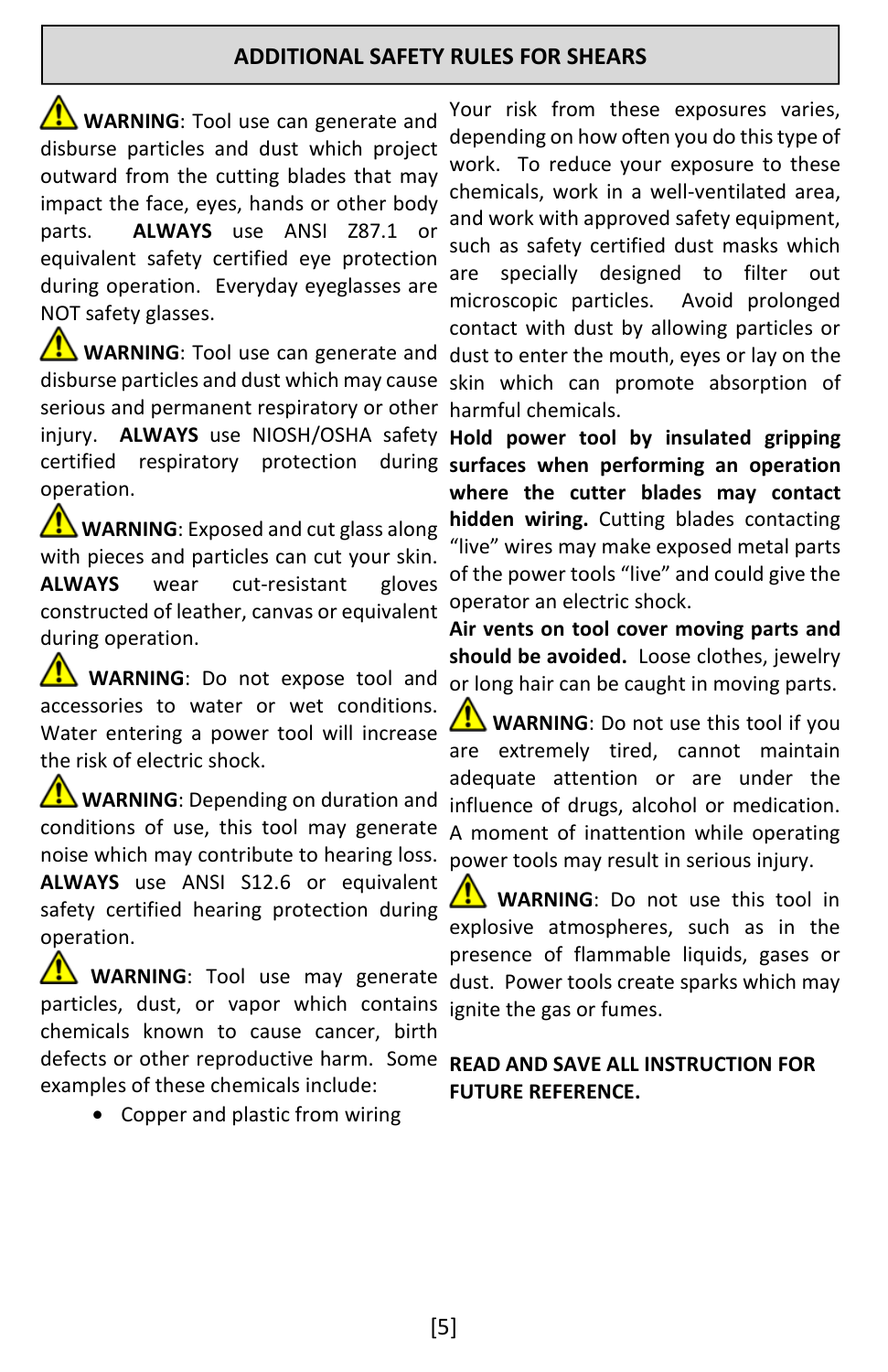## ADDITIONAL SAFETY RULES FOR SHEARS

⚠ **WARNING**: Tool use can generate and disburse particles and dust which project outward from the cutting blades that may impact the face, eyes, hands or other body parts. **ALWAYS** use ANSI Z87.1 or equivalent safety certified eye protection during operation. Everyday eyeglasses are NOT safety glasses.

⚠ **WARNING**: Tool use can generate and disburse particles and dust which may cause serious and permanent respiratory or other injury. **ALWAYS** use NIOSH/OSHA safety certified respiratory protection during operation.

⚠ **WARNING**: Exposed and cut glass along with pieces and particles can cut your skin. **ALWAYS** wear cut-resistant gloves constructed of leather, canvas or equivalent during operation.

⚠ **WARNING**: Do not expose tool and accessories to water or wet conditions. Water entering a power tool will increase the risk of electric shock.

⚠ **WARNING**: Depending on duration and conditions of use, this tool may generate noise which may contribute to hearing loss. **ALWAYS** use ANSI S12.6 or equivalent safety certified hearing protection during operation.

⚠ **WARNING**: Tool use may generate particles, dust, or vapor which contains chemicals known to cause cancer, birth defects or other reproductive harm. Some examples of these chemicals include:

- Copper and plastic from wiring

Your risk from these exposures varies, depending on how often you do this type of work. To reduce your exposure to these chemicals, work in a well-ventilated area, and work with approved safety equipment, such as safety certified dust masks which are specially designed to filter out microscopic particles. Avoid prolonged contact with dust by allowing particles or dust to enter the mouth, eyes or lay on the skin which can promote absorption of harmful chemicals.

**Hold power tool by insulated gripping surfaces when performing an operation where the cutter blades may contact hidden wiring.** Cutting blades contacting "live" wires may make exposed metal parts of the power tools "live" and could give the operator an electric shock.

**Air vents on tool cover moving parts and should be avoided.** Loose clothes, jewelry or long hair can be caught in moving parts.

⚠ **WARNING**: Do not use this tool if you are extremely tired, cannot maintain adequate attention or are under the influence of drugs, alcohol or medication. A moment of inattention while operating power tools may result in serious injury.

⚠ **WARNING**: Do not use this tool in explosive atmospheres, such as in the presence of flammable liquids, gases or dust. Power tools create sparks which may ignite the gas or fumes.

**READ AND SAVE ALL INSTRUCTION FOR FUTURE REFERENCE.**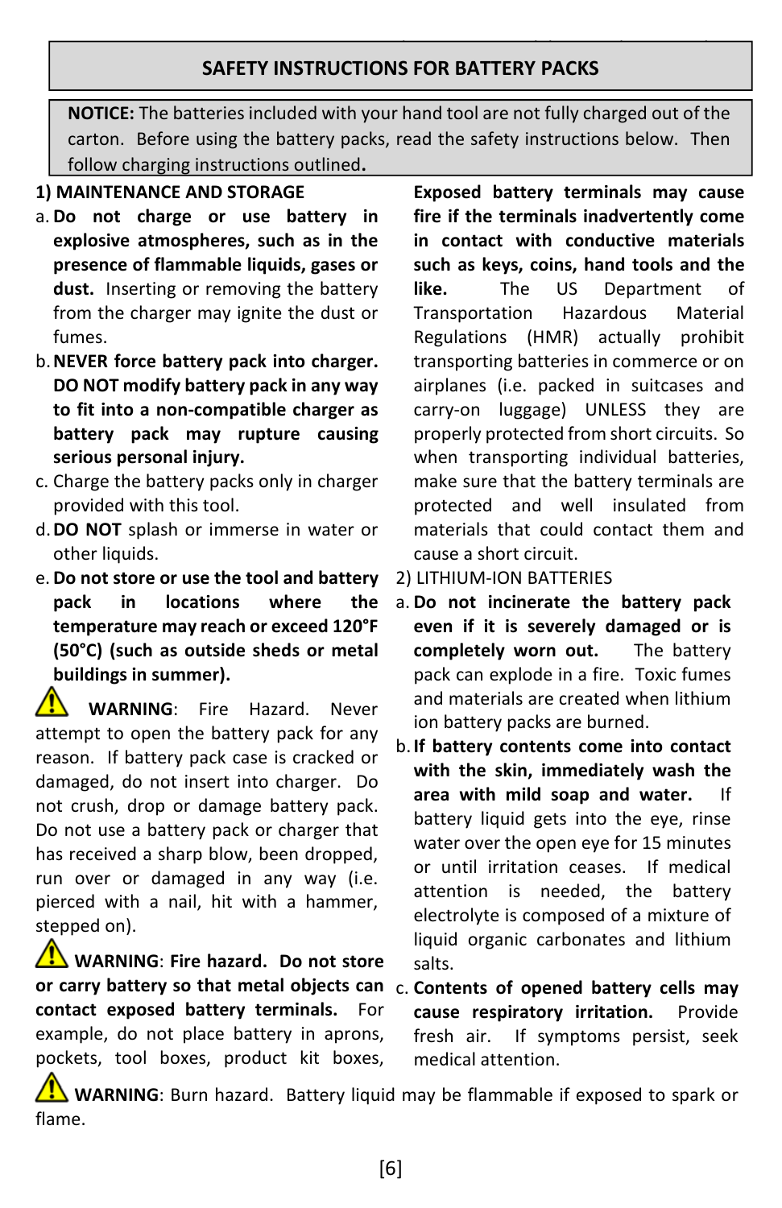## SAFETY INSTRUCTIONS FOR BATTERY PACKS

**NOTICE:** The batteries included with your hand tool are not fully charged out of the carton. Before using the battery packs, read the safety instructions below. Then follow charging instructions outlined**.**

**1) MAINTENANCE AND STORAGE**

a. **Do not charge or use battery in explosive atmospheres, such as in the presence of flammable liquids, gases or dust.** Inserting or removing the battery from the charger may ignite the dust or fumes.

b. **NEVER force battery pack into charger. DO NOT modify battery pack in any way to fit into a non-compatible charger as battery pack may rupture causing serious personal injury.**

c. Charge the battery packs only in charger provided with this tool.

d. **DO NOT** splash or immerse in water or other liquids.

e. **Do not store or use the tool and battery pack in locations where the temperature may reach or exceed 120°F (50°C) (such as outside sheds or metal buildings in summer).**

⚠ **WARNING**: Fire Hazard. Never attempt to open the battery pack for any reason. If battery pack case is cracked or damaged, do not insert into charger. Do not crush, drop or damage battery pack. Do not use a battery pack or charger that has received a sharp blow, been dropped, run over or damaged in any way (i.e. pierced with a nail, hit with a hammer, stepped on).

⚠ **WARNING**: **Fire hazard. Do not store or carry battery so that metal objects can contact exposed battery terminals.** For example, do not place battery in aprons, pockets, tool boxes, product kit boxes, **Exposed battery terminals may cause fire if the terminals inadvertently come in contact with conductive materials such as keys, coins, hand tools and the like.** The US Department of Transportation Hazardous Material Regulations (HMR) actually prohibit transporting batteries in commerce or on airplanes (i.e. packed in suitcases and carry-on luggage) UNLESS they are properly protected from short circuits. So when transporting individual batteries, make sure that the battery terminals are protected and well insulated from materials that could contact them and cause a short circuit.

2) LITHIUM-ION BATTERIES

a. **Do not incinerate the battery pack even if it is severely damaged or is completely worn out.** The battery pack can explode in a fire. Toxic fumes and materials are created when lithium ion battery packs are burned.

b. **If battery contents come into contact with the skin, immediately wash the area with mild soap and water.** If battery liquid gets into the eye, rinse water over the open eye for 15 minutes or until irritation ceases. If medical attention is needed, the battery electrolyte is composed of a mixture of liquid organic carbonates and lithium salts.

c. **Contents of opened battery cells may cause respiratory irritation.** Provide fresh air. If symptoms persist, seek medical attention.

⚠ **WARNING**: Burn hazard. Battery liquid may be flammable if exposed to spark or flame.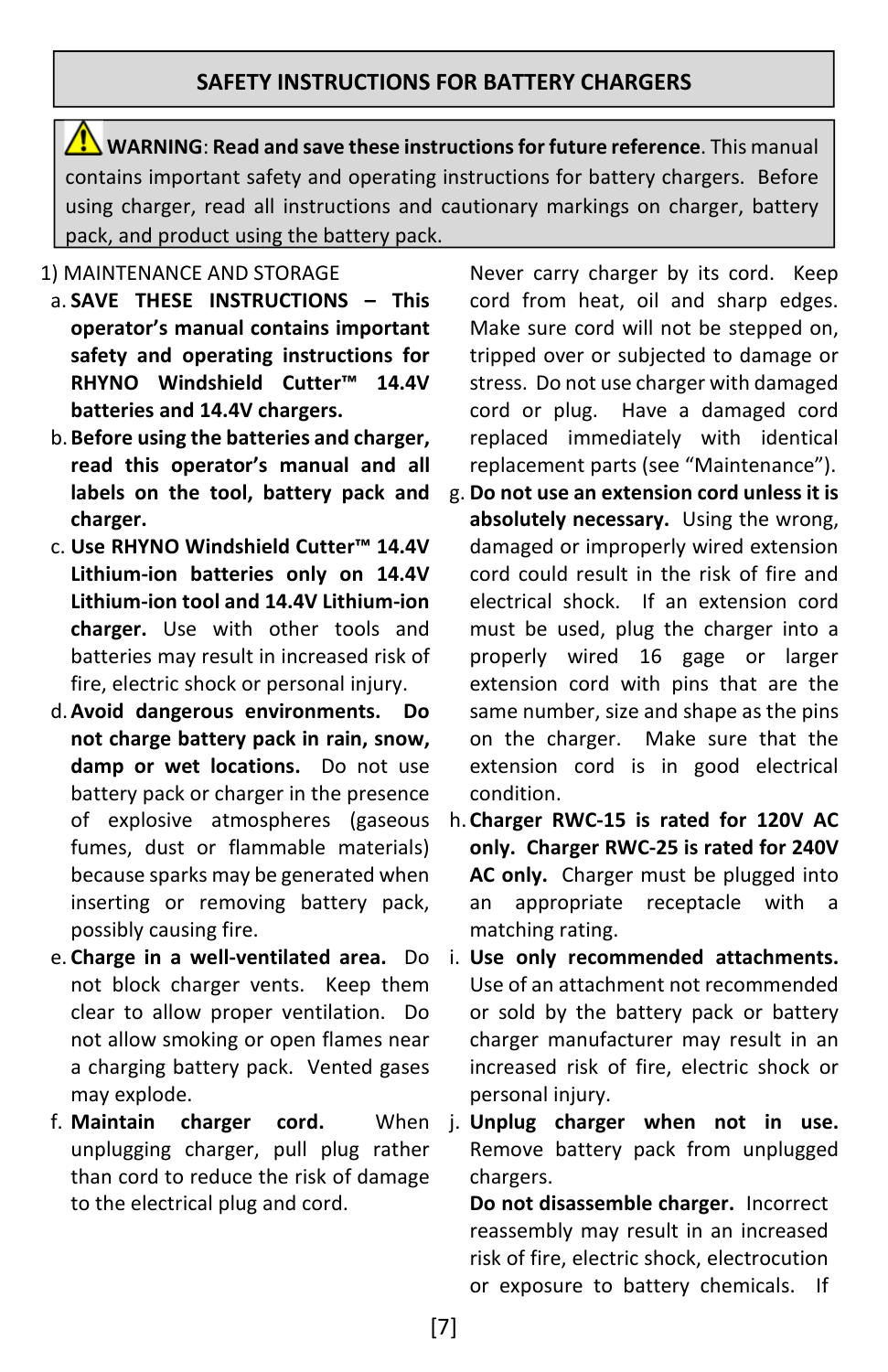## SAFETY INSTRUCTIONS FOR BATTERY CHARGERS

⚠ **WARNING**: **Read and save these instructions for future reference**. This manual contains important safety and operating instructions for battery chargers. Before using charger, read all instructions and cautionary markings on charger, battery pack, and product using the battery pack.

1) MAINTENANCE AND STORAGE

a. **SAVE THESE INSTRUCTIONS – This operator's manual contains important safety and operating instructions for RHYNO Windshield Cutter™ 14.4V batteries and 14.4V chargers.**

b. **Before using the batteries and charger, read this operator's manual and all labels on the tool, battery pack and charger.**

c. **Use RHYNO Windshield Cutter™ 14.4V Lithium-ion batteries only on 14.4V Lithium-ion tool and 14.4V Lithium-ion charger.** Use with other tools and batteries may result in increased risk of fire, electric shock or personal injury.

d. **Avoid dangerous environments. Do not charge battery pack in rain, snow, damp or wet locations.** Do not use battery pack or charger in the presence of explosive atmospheres (gaseous fumes, dust or flammable materials) because sparks may be generated when inserting or removing battery pack, possibly causing fire.

e. **Charge in a well-ventilated area.** Do not block charger vents. Keep them clear to allow proper ventilation. Do not allow smoking or open flames near a charging battery pack. Vented gases may explode.

f. **Maintain charger cord.** When unplugging charger, pull plug rather than cord to reduce the risk of damage to the electrical plug and cord. Never carry charger by its cord. Keep cord from heat, oil and sharp edges. Make sure cord will not be stepped on, tripped over or subjected to damage or stress. Do not use charger with damaged cord or plug. Have a damaged cord replaced immediately with identical replacement parts (see "Maintenance").

g. **Do not use an extension cord unless it is absolutely necessary.** Using the wrong, damaged or improperly wired extension cord could result in the risk of fire and electrical shock. If an extension cord must be used, plug the charger into a properly wired 16 gage or larger extension cord with pins that are the same number, size and shape as the pins on the charger. Make sure that the extension cord is in good electrical condition.

h. **Charger RWC-15 is rated for 120V AC only. Charger RWC-25 is rated for 240V AC only.** Charger must be plugged into an appropriate receptacle with a matching rating.

i. **Use only recommended attachments.** Use of an attachment not recommended or sold by the battery pack or battery charger manufacturer may result in an increased risk of fire, electric shock or personal injury.

j. **Unplug charger when not in use.** Remove battery pack from unplugged chargers.

**Do not disassemble charger.** Incorrect reassembly may result in an increased risk of fire, electric shock, electrocution or exposure to battery chemicals. If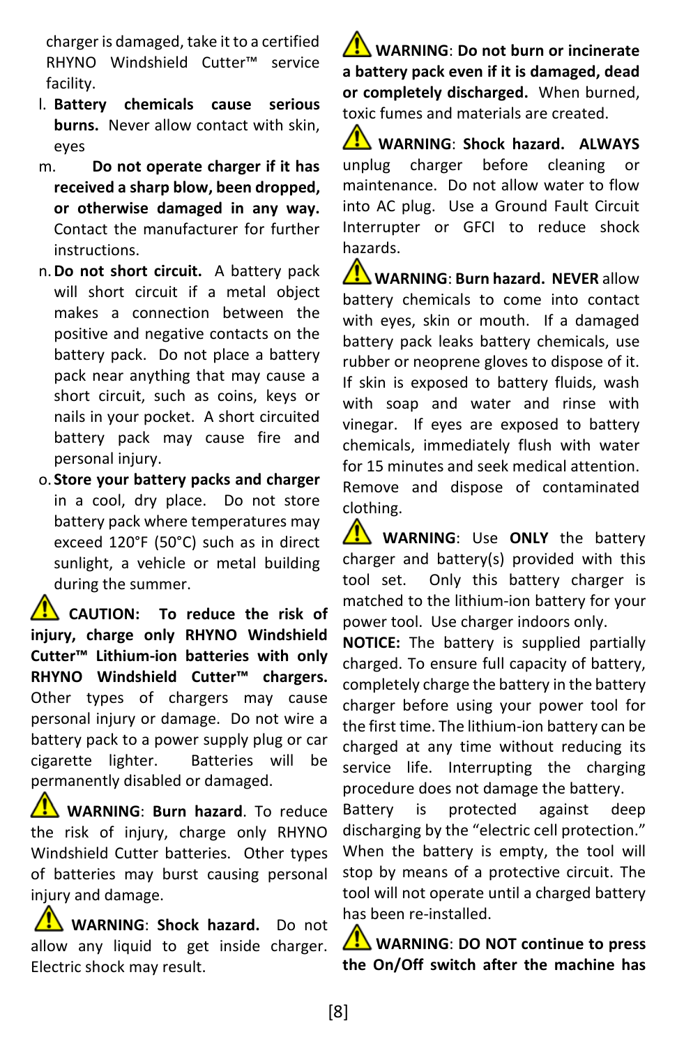charger is damaged, take it to a certified RHYNO Windshield Cutter™ service facility.

l. **Battery chemicals cause serious burns.** Never allow contact with skin, eyes

m. **Do not operate charger if it has received a sharp blow, been dropped, or otherwise damaged in any way.** Contact the manufacturer for further instructions.

n. **Do not short circuit.** A battery pack will short circuit if a metal object makes a connection between the positive and negative contacts on the battery pack. Do not place a battery pack near anything that may cause a short circuit, such as coins, keys or nails in your pocket. A short circuited battery pack may cause fire and personal injury.

o. **Store your battery packs and charger** in a cool, dry place. Do not store battery pack where temperatures may exceed 120°F (50°C) such as in direct sunlight, a vehicle or metal building during the summer.

⚠ **CAUTION: To reduce the risk of injury, charge only RHYNO Windshield Cutter™ Lithium-ion batteries with only RHYNO Windshield Cutter™ chargers.** Other types of chargers may cause personal injury or damage. Do not wire a battery pack to a power supply plug or car cigarette lighter. Batteries will be permanently disabled or damaged.

⚠ **WARNING**: **Burn hazard**. To reduce the risk of injury, charge only RHYNO Windshield Cutter batteries. Other types of batteries may burst causing personal injury and damage.

⚠ **WARNING**: **Shock hazard.** Do not allow any liquid to get inside charger. Electric shock may result.

⚠ **WARNING**: **Do not burn or incinerate a battery pack even if it is damaged, dead or completely discharged.** When burned, toxic fumes and materials are created.

⚠ **WARNING**: **Shock hazard. ALWAYS** unplug charger before cleaning or maintenance. Do not allow water to flow into AC plug. Use a Ground Fault Circuit Interrupter or GFCI to reduce shock hazards.

⚠ **WARNING**: **Burn hazard. NEVER** allow battery chemicals to come into contact with eyes, skin or mouth. If a damaged battery pack leaks battery chemicals, use rubber or neoprene gloves to dispose of it. If skin is exposed to battery fluids, wash with soap and water and rinse with vinegar. If eyes are exposed to battery chemicals, immediately flush with water for 15 minutes and seek medical attention. Remove and dispose of contaminated clothing.

⚠ **WARNING**: Use **ONLY** the battery charger and battery(s) provided with this tool set. Only this battery charger is matched to the lithium-ion battery for your power tool. Use charger indoors only.

**NOTICE:** The battery is supplied partially charged. To ensure full capacity of battery, completely charge the battery in the battery charger before using your power tool for the first time. The lithium-ion battery can be charged at any time without reducing its service life. Interrupting the charging procedure does not damage the battery.

Battery is protected against deep discharging by the "electric cell protection." When the battery is empty, the tool will stop by means of a protective circuit. The tool will not operate until a charged battery has been re-installed.

⚠ **WARNING**: **DO NOT continue to press the On/Off switch after the machine has**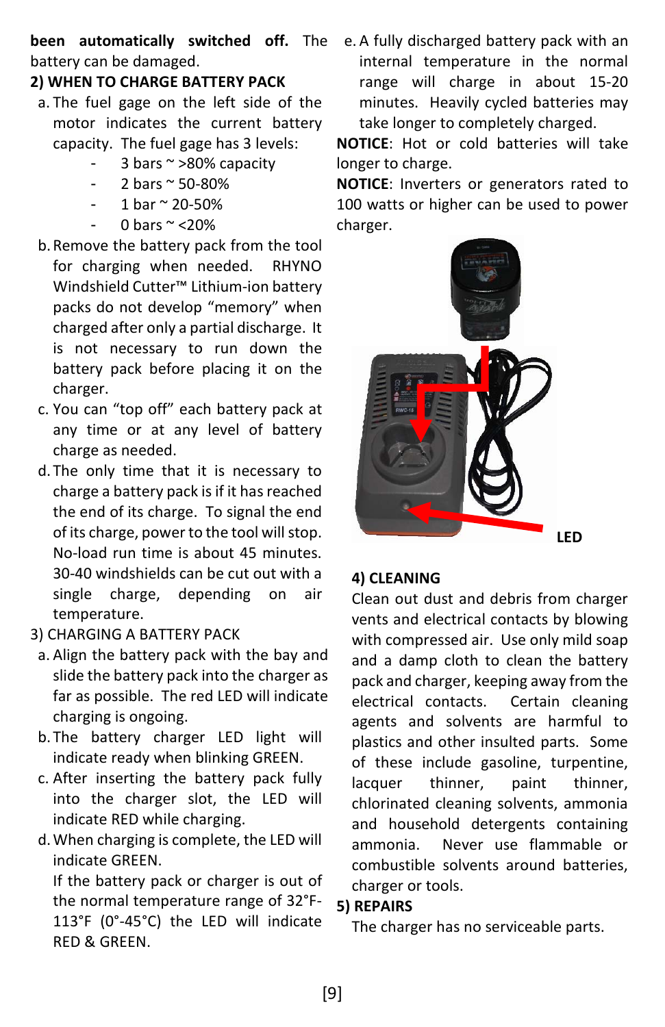**been automatically switched off.** The battery can be damaged.

**2) WHEN TO CHARGE BATTERY PACK**

a. The fuel gage on the left side of the motor indicates the current battery capacity. The fuel gage has 3 levels:
   - 3 bars ~ >80% capacity
   - 2 bars ~ 50-80%
   - 1 bar ~ 20-50%
   - 0 bars ~ <20%

b. Remove the battery pack from the tool for charging when needed. RHYNO Windshield Cutter™ Lithium-ion battery packs do not develop “memory” when charged after only a partial discharge. It is not necessary to run down the battery pack before placing it on the charger.

c. You can “top off” each battery pack at any time or at any level of battery charge as needed.

d. The only time that it is necessary to charge a battery pack is if it has reached the end of its charge. To signal the end of its charge, power to the tool will stop. No-load run time is about 45 minutes. 30-40 windshields can be cut out with a single charge, depending on air temperature.

3) CHARGING A BATTERY PACK

a. Align the battery pack with the bay and slide the battery pack into the charger as far as possible. The red LED will indicate charging is ongoing.

b. The battery charger LED light will indicate ready when blinking GREEN.

c. After inserting the battery pack fully into the charger slot, the LED will indicate RED while charging.

d. When charging is complete, the LED will indicate GREEN.

   If the battery pack or charger is out of the normal temperature range of 32°F-113°F (0°-45°C) the LED will indicate RED & GREEN.

e. A fully discharged battery pack with an internal temperature in the normal range will charge in about 15-20 minutes. Heavily cycled batteries may take longer to completely charged.

**NOTICE**: Hot or cold batteries will take longer to charge.

**NOTICE**: Inverters or generators rated to 100 watts or higher can be used to power charger.

**LED**

**4) CLEANING**

Clean out dust and debris from charger vents and electrical contacts by blowing with compressed air. Use only mild soap and a damp cloth to clean the battery pack and charger, keeping away from the electrical contacts. Certain cleaning agents and solvents are harmful to plastics and other insulted parts. Some of these include gasoline, turpentine, lacquer thinner, paint thinner, chlorinated cleaning solvents, ammonia and household detergents containing ammonia. Never use flammable or combustible solvents around batteries, charger or tools.

**5) REPAIRS**

The charger has no serviceable parts.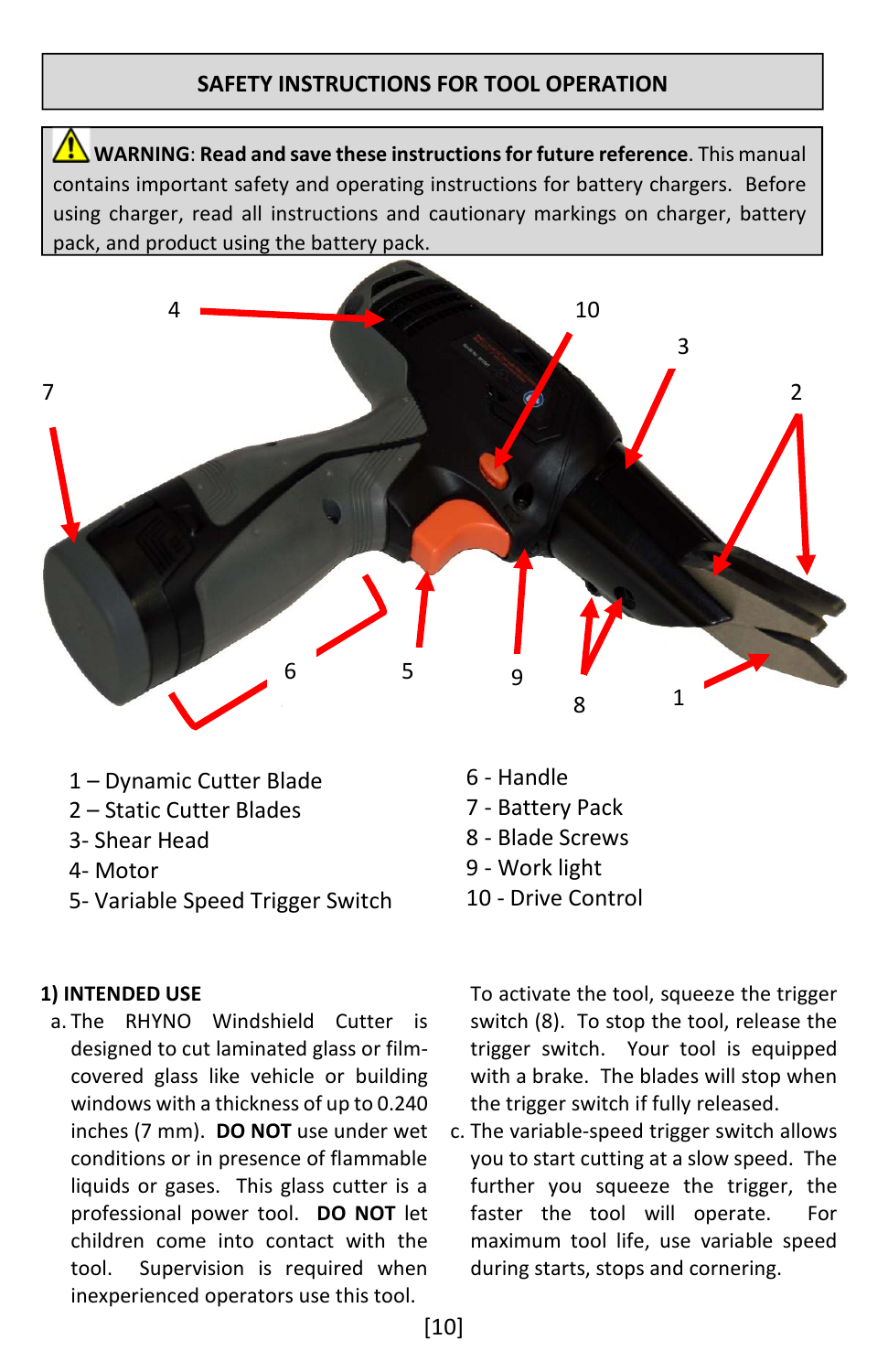## SAFETY INSTRUCTIONS FOR TOOL OPERATION

⚠ **WARNING**: **Read and save these instructions for future reference**. This manual contains important safety and operating instructions for battery chargers. Before using charger, read all instructions and cautionary markings on charger, battery pack, and product using the battery pack.

1 – Dynamic Cutter Blade
2 – Static Cutter Blades
3- Shear Head
4- Motor
5- Variable Speed Trigger Switch
6 - Handle
7 - Battery Pack
8 - Blade Screws
9 - Work light
10 - Drive Control

### 1) INTENDED USE

a. The RHYNO Windshield Cutter is designed to cut laminated glass or film-covered glass like vehicle or building windows with a thickness of up to 0.240 inches (7 mm). **DO NOT** use under wet conditions or in presence of flammable liquids or gases. This glass cutter is a professional power tool. **DO NOT** let children come into contact with the tool. Supervision is required when inexperienced operators use this tool.

To activate the tool, squeeze the trigger switch (8). To stop the tool, release the trigger switch. Your tool is equipped with a brake. The blades will stop when the trigger switch if fully released.

c. The variable-speed trigger switch allows you to start cutting at a slow speed. The further you squeeze the trigger, the faster the tool will operate. For maximum tool life, use variable speed during starts, stops and cornering.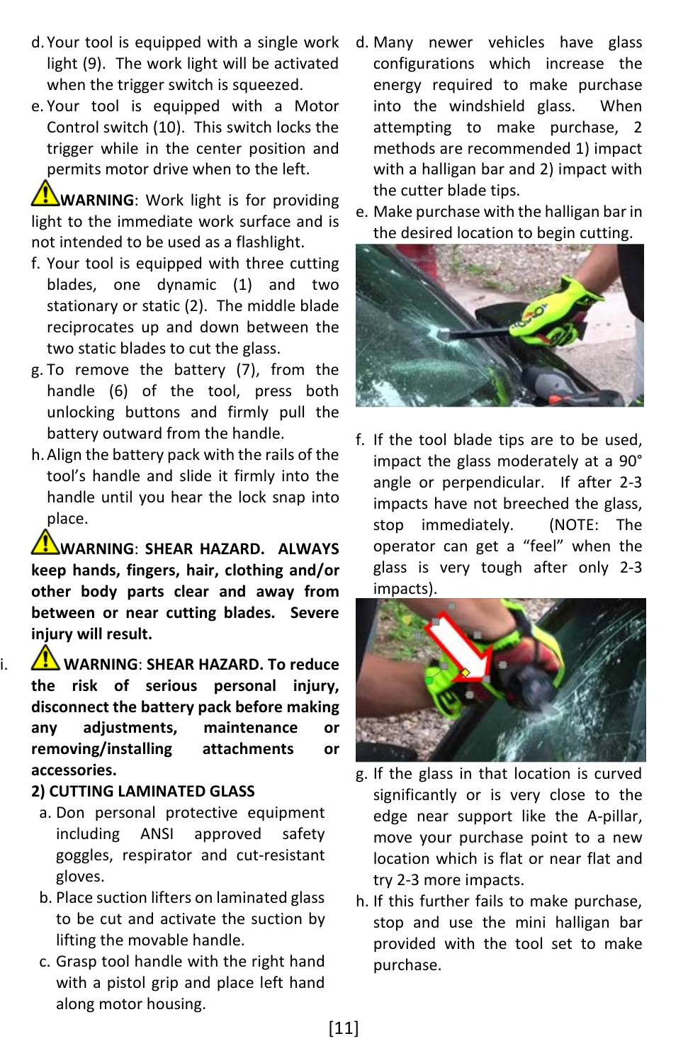d. Your tool is equipped with a single work light (9). The work light will be activated when the trigger switch is squeezed.

e. Your tool is equipped with a Motor Control switch (10). This switch locks the trigger while in the center position and permits motor drive when to the left.

⚠**WARNING**: Work light is for providing light to the immediate work surface and is not intended to be used as a flashlight.

f. Your tool is equipped with three cutting blades, one dynamic (1) and two stationary or static (2). The middle blade reciprocates up and down between the two static blades to cut the glass.

g. To remove the battery (7), from the handle (6) of the tool, press both unlocking buttons and firmly pull the battery outward from the handle.

h. Align the battery pack with the rails of the tool's handle and slide it firmly into the handle until you hear the lock snap into place.

⚠**WARNING**: **SHEAR HAZARD. ALWAYS keep hands, fingers, hair, clothing and/or other body parts clear and away from between or near cutting blades. Severe injury will result.**

i. ⚠**WARNING**: **SHEAR HAZARD. To reduce the risk of serious personal injury, disconnect the battery pack before making any adjustments, maintenance or removing/installing attachments or accessories.**

**2) CUTTING LAMINATED GLASS**

a. Don personal protective equipment including ANSI approved safety goggles, respirator and cut-resistant gloves.

b. Place suction lifters on laminated glass to be cut and activate the suction by lifting the movable handle.

c. Grasp tool handle with the right hand with a pistol grip and place left hand along motor housing.

d. Many newer vehicles have glass configurations which increase the energy required to make purchase into the windshield glass. When attempting to make purchase, 2 methods are recommended 1) impact with a halligan bar and 2) impact with the cutter blade tips.

e. Make purchase with the halligan bar in the desired location to begin cutting.

f. If the tool blade tips are to be used, impact the glass moderately at a 90° angle or perpendicular. If after 2-3 impacts have not breeched the glass, stop immediately. (NOTE: The operator can get a "feel" when the glass is very tough after only 2-3 impacts).

g. If the glass in that location is curved significantly or is very close to the edge near support like the A-pillar, move your purchase point to a new location which is flat or near flat and try 2-3 more impacts.

h. If this further fails to make purchase, stop and use the mini halligan bar provided with the tool set to make purchase.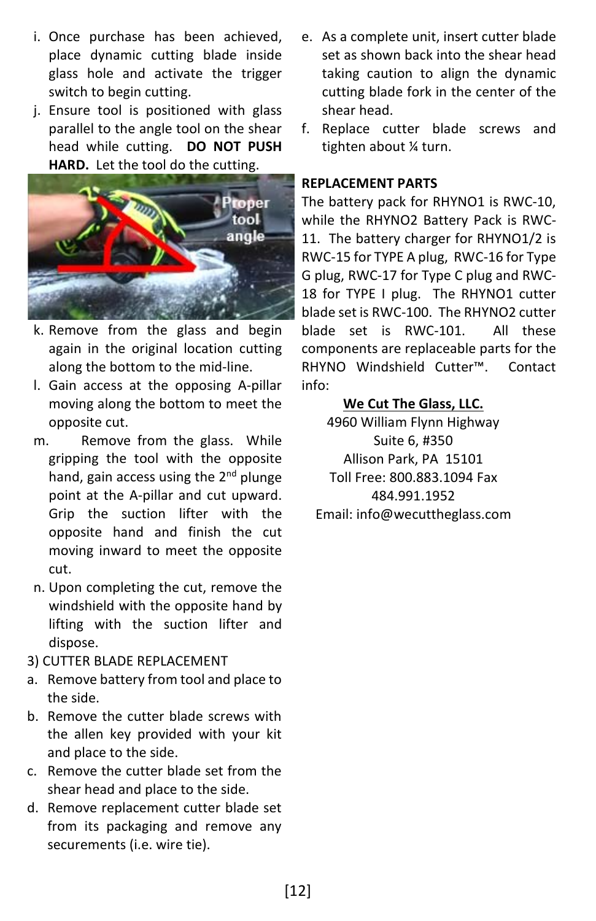i. Once purchase has been achieved, place dynamic cutting blade inside glass hole and activate the trigger switch to begin cutting.

j. Ensure tool is positioned with glass parallel to the angle tool on the shear head while cutting. **DO NOT PUSH HARD.** Let the tool do the cutting.

k. Remove from the glass and begin again in the original location cutting along the bottom to the mid-line.

l. Gain access at the opposing A-pillar moving along the bottom to meet the opposite cut.

m. Remove from the glass. While gripping the tool with the opposite hand, gain access using the 2nd plunge point at the A-pillar and cut upward. Grip the suction lifter with the opposite hand and finish the cut moving inward to meet the opposite cut.

n. Upon completing the cut, remove the windshield with the opposite hand by lifting with the suction lifter and dispose.

3) CUTTER BLADE REPLACEMENT

a. Remove battery from tool and place to the side.

b. Remove the cutter blade screws with the allen key provided with your kit and place to the side.

c. Remove the cutter blade set from the shear head and place to the side.

d. Remove replacement cutter blade set from its packaging and remove any securements (i.e. wire tie).

e. As a complete unit, insert cutter blade set as shown back into the shear head taking caution to align the dynamic cutting blade fork in the center of the shear head.

f. Replace cutter blade screws and tighten about ¼ turn.

**REPLACEMENT PARTS**

The battery pack for RHYNO1 is RWC-10, while the RHYNO2 Battery Pack is RWC-11. The battery charger for RHYNO1/2 is RWC-15 for TYPE A plug, RWC-16 for Type G plug, RWC-17 for Type C plug and RWC-18 for TYPE I plug. The RHYNO1 cutter blade set is RWC-100. The RHYNO2 cutter blade set is RWC-101. All these components are replaceable parts for the RHYNO Windshield Cutter™. Contact info:

**We Cut The Glass, LLC.**
4960 William Flynn Highway
Suite 6, #350
Allison Park, PA 15101
Toll Free: 800.883.1094 Fax 484.991.1952
Email: info@wecuttheglass.com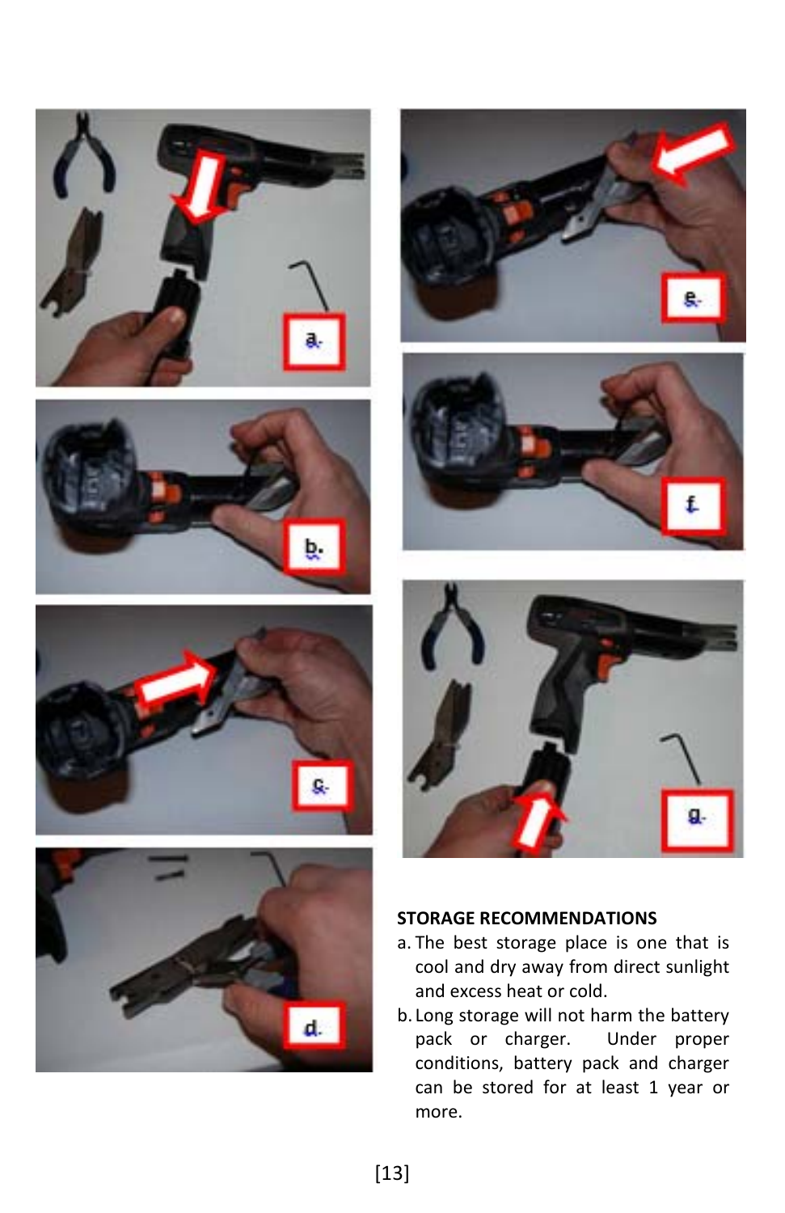**STORAGE RECOMMENDATIONS**

a. The best storage place is one that is cool and dry away from direct sunlight and excess heat or cold.

b. Long storage will not harm the battery pack or charger. Under proper conditions, battery pack and charger can be stored for at least 1 year or more.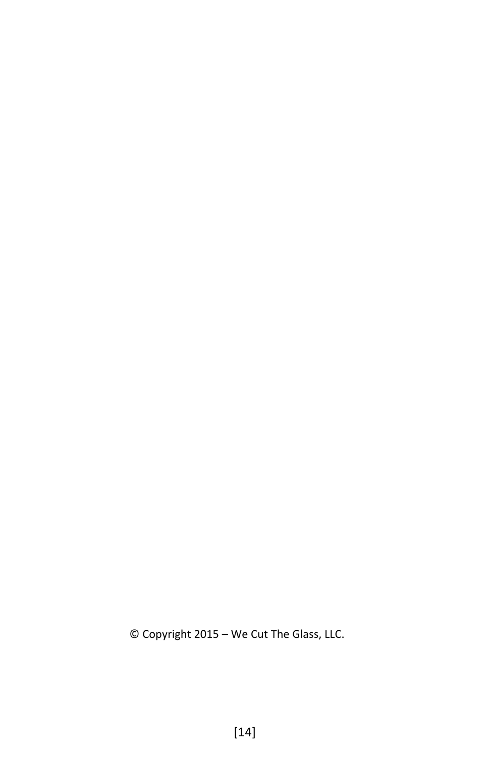© Copyright 2015 – We Cut The Glass, LLC.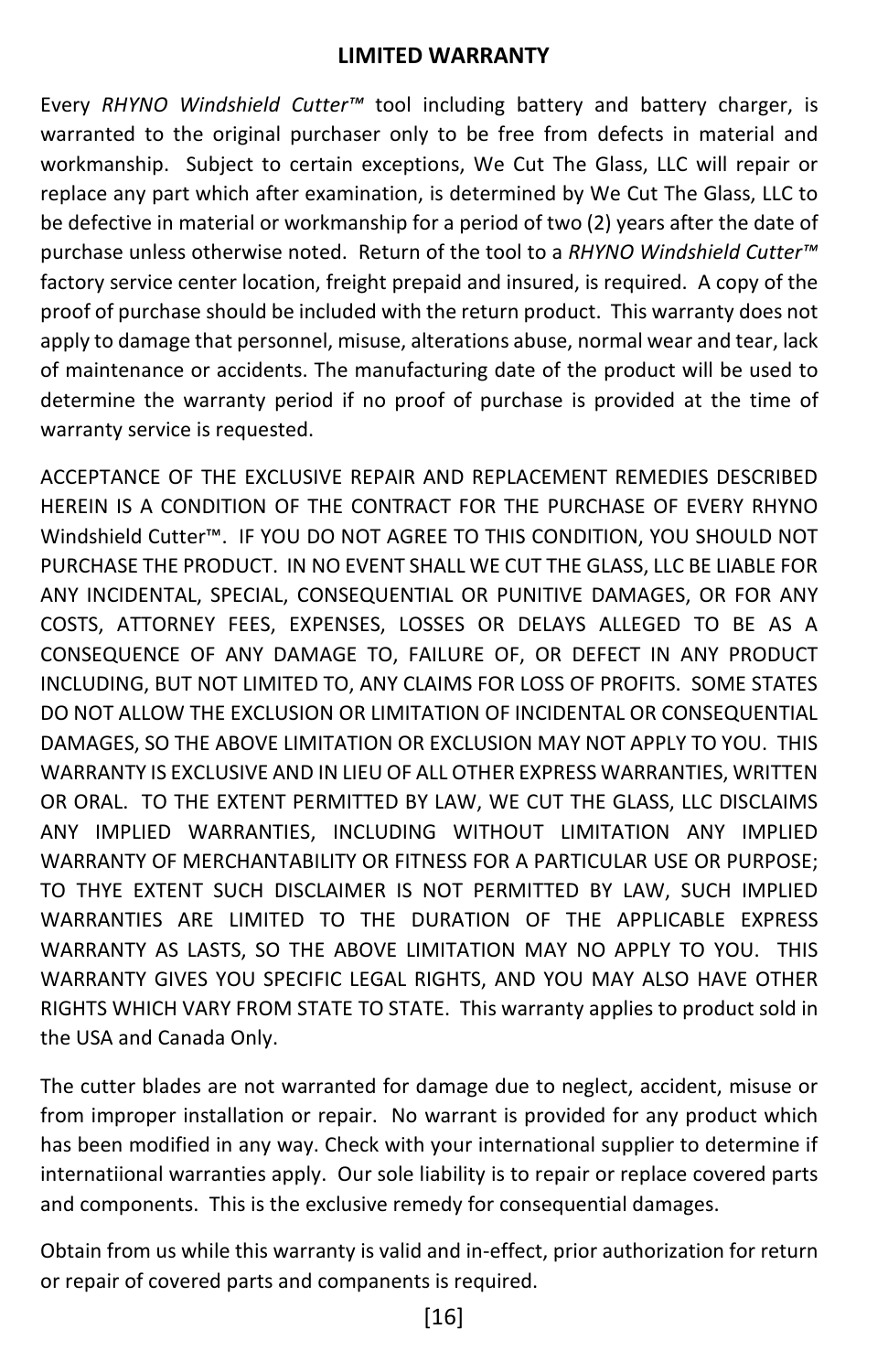## LIMITED WARRANTY

Every *RHYNO Windshield Cutter™* tool including battery and battery charger, is warranted to the original purchaser only to be free from defects in material and workmanship. Subject to certain exceptions, We Cut The Glass, LLC will repair or replace any part which after examination, is determined by We Cut The Glass, LLC to be defective in material or workmanship for a period of two (2) years after the date of purchase unless otherwise noted. Return of the tool to a *RHYNO Windshield Cutter™* factory service center location, freight prepaid and insured, is required. A copy of the proof of purchase should be included with the return product. This warranty does not apply to damage that personnel, misuse, alterations abuse, normal wear and tear, lack of maintenance or accidents. The manufacturing date of the product will be used to determine the warranty period if no proof of purchase is provided at the time of warranty service is requested.

ACCEPTANCE OF THE EXCLUSIVE REPAIR AND REPLACEMENT REMEDIES DESCRIBED HEREIN IS A CONDITION OF THE CONTRACT FOR THE PURCHASE OF EVERY RHYNO Windshield Cutter™. IF YOU DO NOT AGREE TO THIS CONDITION, YOU SHOULD NOT PURCHASE THE PRODUCT. IN NO EVENT SHALL WE CUT THE GLASS, LLC BE LIABLE FOR ANY INCIDENTAL, SPECIAL, CONSEQUENTIAL OR PUNITIVE DAMAGES, OR FOR ANY COSTS, ATTORNEY FEES, EXPENSES, LOSSES OR DELAYS ALLEGED TO BE AS A CONSEQUENCE OF ANY DAMAGE TO, FAILURE OF, OR DEFECT IN ANY PRODUCT INCLUDING, BUT NOT LIMITED TO, ANY CLAIMS FOR LOSS OF PROFITS. SOME STATES DO NOT ALLOW THE EXCLUSION OR LIMITATION OF INCIDENTAL OR CONSEQUENTIAL DAMAGES, SO THE ABOVE LIMITATION OR EXCLUSION MAY NOT APPLY TO YOU. THIS WARRANTY IS EXCLUSIVE AND IN LIEU OF ALL OTHER EXPRESS WARRANTIES, WRITTEN OR ORAL. TO THE EXTENT PERMITTED BY LAW, WE CUT THE GLASS, LLC DISCLAIMS ANY IMPLIED WARRANTIES, INCLUDING WITHOUT LIMITATION ANY IMPLIED WARRANTY OF MERCHANTABILITY OR FITNESS FOR A PARTICULAR USE OR PURPOSE; TO THYE EXTENT SUCH DISCLAIMER IS NOT PERMITTED BY LAW, SUCH IMPLIED WARRANTIES ARE LIMITED TO THE DURATION OF THE APPLICABLE EXPRESS WARRANTY AS LASTS, SO THE ABOVE LIMITATION MAY NO APPLY TO YOU. THIS WARRANTY GIVES YOU SPECIFIC LEGAL RIGHTS, AND YOU MAY ALSO HAVE OTHER RIGHTS WHICH VARY FROM STATE TO STATE. This warranty applies to product sold in the USA and Canada Only.

The cutter blades are not warranted for damage due to neglect, accident, misuse or from improper installation or repair. No warrant is provided for any product which has been modified in any way. Check with your international supplier to determine if internatiional warranties apply. Our sole liability is to repair or replace covered parts and components. This is the exclusive remedy for consequential damages.

Obtain from us while this warranty is valid and in-effect, prior authorization for return or repair of covered parts and companents is required.